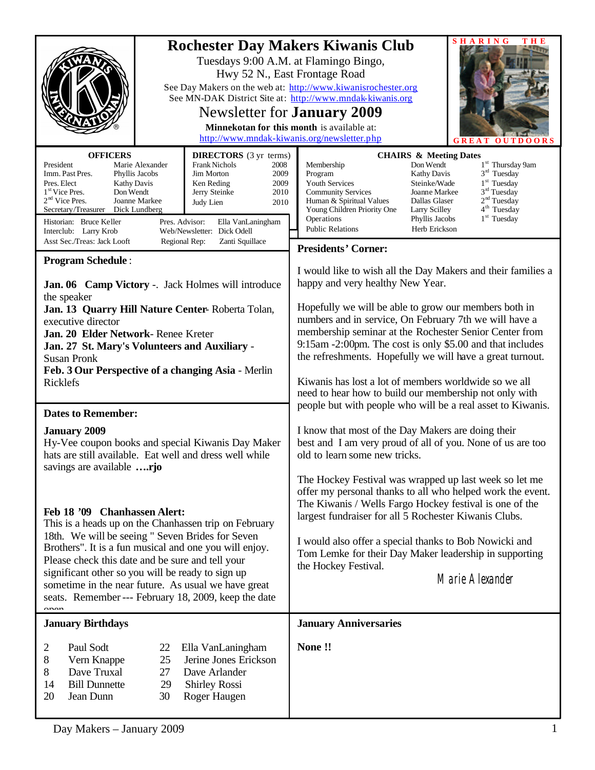# Rochester Day Makers Kiwanis Club

Tuesdays 9:00 A.M. at Flamingo Bingo,
Hwy 52 N., East Frontage Road

See Day Makers on the web at: http://www.kiwanisrochester.org
See MN-DAK District Site at: http://www.mndak-kiwanis.org

## Newsletter for **January 2009**

**Minnekotan for this month** is available at:
http://www.mndak-kiwanis.org/newsletter.php

SHARING THE GREAT OUTDOORS

**OFFICERS**

| | |
|---|---|
| President | Marie Alexander |
| Imm. Past Pres. | Phyllis Jacobs |
| Pres. Elect | Kathy Davis |
| 1st Vice Pres. | Don Wendt |
| 2nd Vice Pres. | Joanne Markee |
| Secretary/Treasurer | Dick Lundberg |

**DIRECTORS** (3 yr terms)

| | |
|---|---|
| Frank Nichols | 2008 |
| Jim Morton | 2009 |
| Ken Reding | 2009 |
| Jerry Steinke | 2010 |
| Judy Lien | 2010 |

Historian: Bruce Keller
Interclub: Larry Krob
Asst Sec./Treas: Jack Looft
Pres. Advisor: Ella VanLaningham
Web/Newsletter: Dick Odell
Regional Rep: Zanti Squillace

**CHAIRS & Meeting Dates**

| | | |
|---|---|---|
| Membership | Don Wendt | 1st Thursday 9am |
| Program | Kathy Davis | 3rd Tuesday |
| Youth Services | Steinke/Wade | 1st Tuesday |
| Community Services | Joanne Markee | 3rd Tuesday |
| Human & Spiritual Values | Dallas Glaser | 2nd Tuesday |
| Young Children Priority One | Larry Scilley | 4th Tuesday |
| Operations | Phyllis Jacobs | 1st Tuesday |
| Public Relations | Herb Erickson | |

### Program Schedule:

**Jan. 06 Camp Victory** -. Jack Holmes will introduce the speaker
**Jan. 13 Quarry Hill Nature Center**- Roberta Tolan, executive director
**Jan. 20 Elder Network**- Renee Kreter
**Jan. 27 St. Mary's Volunteers and Auxiliary** - Susan Pronk
**Feb. 3 Our Perspective of a changing Asia** - Merlin Ricklefs

### Dates to Remember:

**January 2009**
Hy-Vee coupon books and special Kiwanis Day Maker hats are still available. Eat well and dress well while savings are available **….rjo**

**Feb 18 '09 Chanhassen Alert:**
This is a heads up on the Chanhassen trip on February 18th. We will be seeing " Seven Brides for Seven Brothers". It is a fun musical and one you will enjoy. Please check this date and be sure and tell your significant other so you will be ready to sign up sometime in the near future. As usual we have great seats. Remember --- February 18, 2009, keep the date open.

### Presidents' Corner:

I would like to wish all the Day Makers and their families a happy and very healthy New Year.

Hopefully we will be able to grow our members both in numbers and in service, On February 7th we will have a membership seminar at the Rochester Senior Center from 9:15am -2:00pm. The cost is only $5.00 and that includes the refreshments. Hopefully we will have a great turnout.

Kiwanis has lost a lot of members worldwide so we all need to hear how to build our membership not only with people but with people who will be a real asset to Kiwanis.

I know that most of the Day Makers are doing their best and I am very proud of all of you. None of us are too old to learn some new tricks.

The Hockey Festival was wrapped up last week so let me offer my personal thanks to all who helped work the event. The Kiwanis / Wells Fargo Hockey festival is one of the largest fundraiser for all 5 Rochester Kiwanis Clubs.

I would also offer a special thanks to Bob Nowicki and Tom Lemke for their Day Maker leadership in supporting the Hockey Festival.

Marie Alexander

### January Birthdays

| | | | |
|---|---|---|---|
| 2 | Paul Sodt | 22 | Ella VanLaningham |
| 8 | Vern Knappe | 25 | Jerine Jones Erickson |
| 8 | Dave Truxal | 27 | Dave Arlander |
| 14 | Bill Dunnette | 29 | Shirley Rossi |
| 20 | Jean Dunn | 30 | Roger Haugen |

### January Anniversaries

**None !!**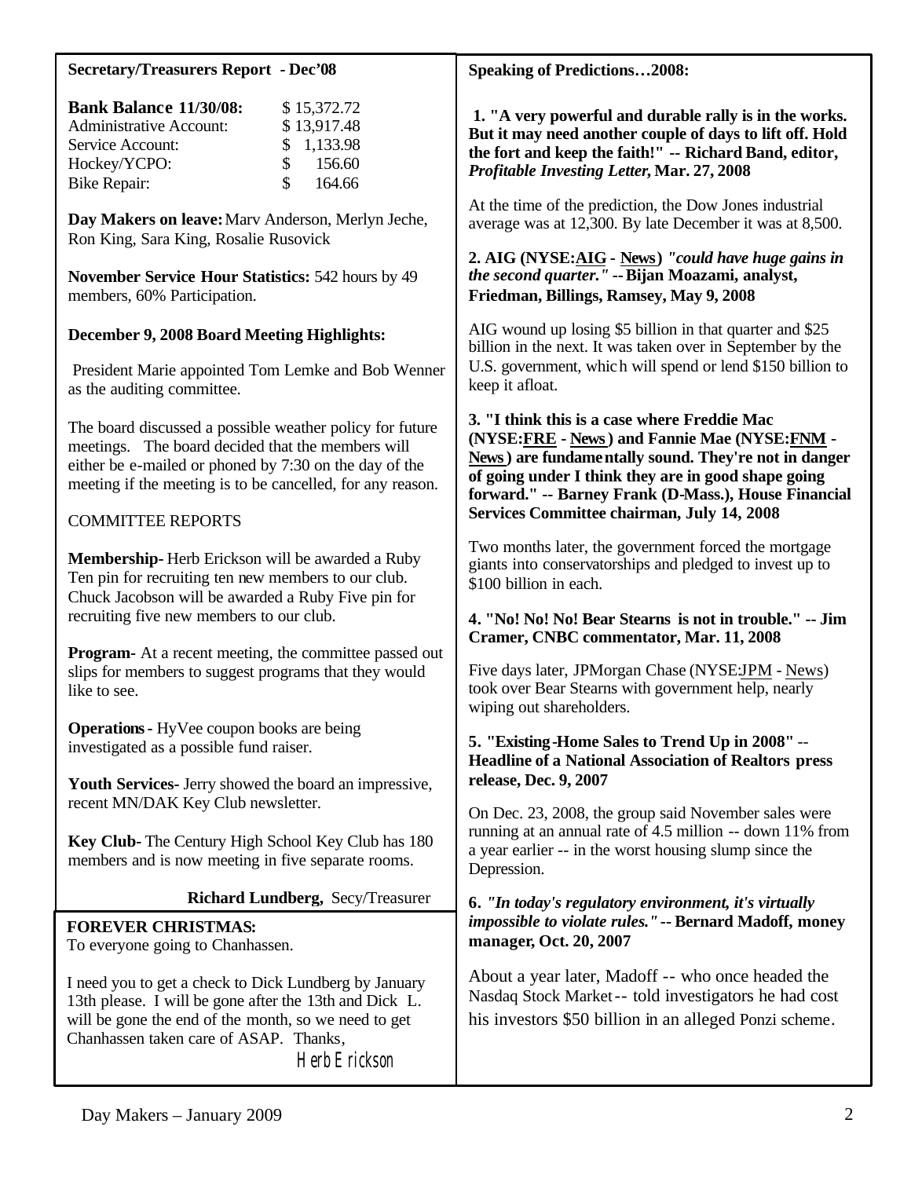## Secretary/Treasurers Report - Dec'08

| **Bank Balance 11/30/08:** | $ 15,372.72 |
|---|---|
| Administrative Account: | $ 13,917.48 |
| Service Account: | $ 1,133.98 |
| Hockey/YCPO: | $ 156.60 |
| Bike Repair: | $ 164.66 |

**Day Makers on leave:** Marv Anderson, Merlyn Jeche, Ron King, Sara King, Rosalie Rusovick

**November Service Hour Statistics:** 542 hours by 49 members, 60% Participation.

**December 9, 2008 Board Meeting Highlights:**

President Marie appointed Tom Lemke and Bob Wenner as the auditing committee.

The board discussed a possible weather policy for future meetings. The board decided that the members will either be e-mailed or phoned by 7:30 on the day of the meeting if the meeting is to be cancelled, for any reason.

COMMITTEE REPORTS

**Membership-** Herb Erickson will be awarded a Ruby Ten pin for recruiting ten new members to our club. Chuck Jacobson will be awarded a Ruby Five pin for recruiting five new members to our club.

**Program-** At a recent meeting, the committee passed out slips for members to suggest programs that they would like to see.

**Operations** - HyVee coupon books are being investigated as a possible fund raiser.

**Youth Services-** Jerry showed the board an impressive, recent MN/DAK Key Club newsletter.

**Key Club-** The Century High School Key Club has 180 members and is now meeting in five separate rooms.

**Richard Lundberg,** Secy/Treasurer

## FOREVER CHRISTMAS:

To everyone going to Chanhassen.

I need you to get a check to Dick Lundberg by January 13th please. I will be gone after the 13th and Dick L. will be gone the end of the month, so we need to get Chanhassen taken care of ASAP. Thanks,

Herb Erickson

## Speaking of Predictions…2008:

**1. "A very powerful and durable rally is in the works. But it may need another couple of days to lift off. Hold the fort and keep the faith!" -- Richard Band, editor, *Profitable Investing Letter*, Mar. 27, 2008**

At the time of the prediction, the Dow Jones industrial average was at 12,300. By late December it was at 8,500.

**2. AIG (NYSE:AIG - News)** ***"could have huge gains in the second quarter."*** **-- Bijan Moazami, analyst, Friedman, Billings, Ramsey, May 9, 2008**

AIG wound up losing $5 billion in that quarter and $25 billion in the next. It was taken over in September by the U.S. government, which will spend or lend $150 billion to keep it afloat.

**3. "I think this is a case where Freddie Mac (NYSE:FRE - News) and Fannie Mae (NYSE:FNM - News) are fundamentally sound. They're not in danger of going under I think they are in good shape going forward." -- Barney Frank (D-Mass.), House Financial Services Committee chairman, July 14, 2008**

Two months later, the government forced the mortgage giants into conservatorships and pledged to invest up to $100 billion in each.

**4. "No! No! No! Bear Stearns is not in trouble." -- Jim Cramer, CNBC commentator, Mar. 11, 2008**

Five days later, JPMorgan Chase (NYSE:JPM - News) took over Bear Stearns with government help, nearly wiping out shareholders.

**5. "Existing-Home Sales to Trend Up in 2008" -- Headline of a National Association of Realtors press release, Dec. 9, 2007**

On Dec. 23, 2008, the group said November sales were running at an annual rate of 4.5 million -- down 11% from a year earlier -- in the worst housing slump since the Depression.

**6.** ***"In today's regulatory environment, it's virtually impossible to violate rules."*** **-- Bernard Madoff, money manager, Oct. 20, 2007**

About a year later, Madoff -- who once headed the Nasdaq Stock Market -- told investigators he had cost his investors $50 billion in an alleged Ponzi scheme.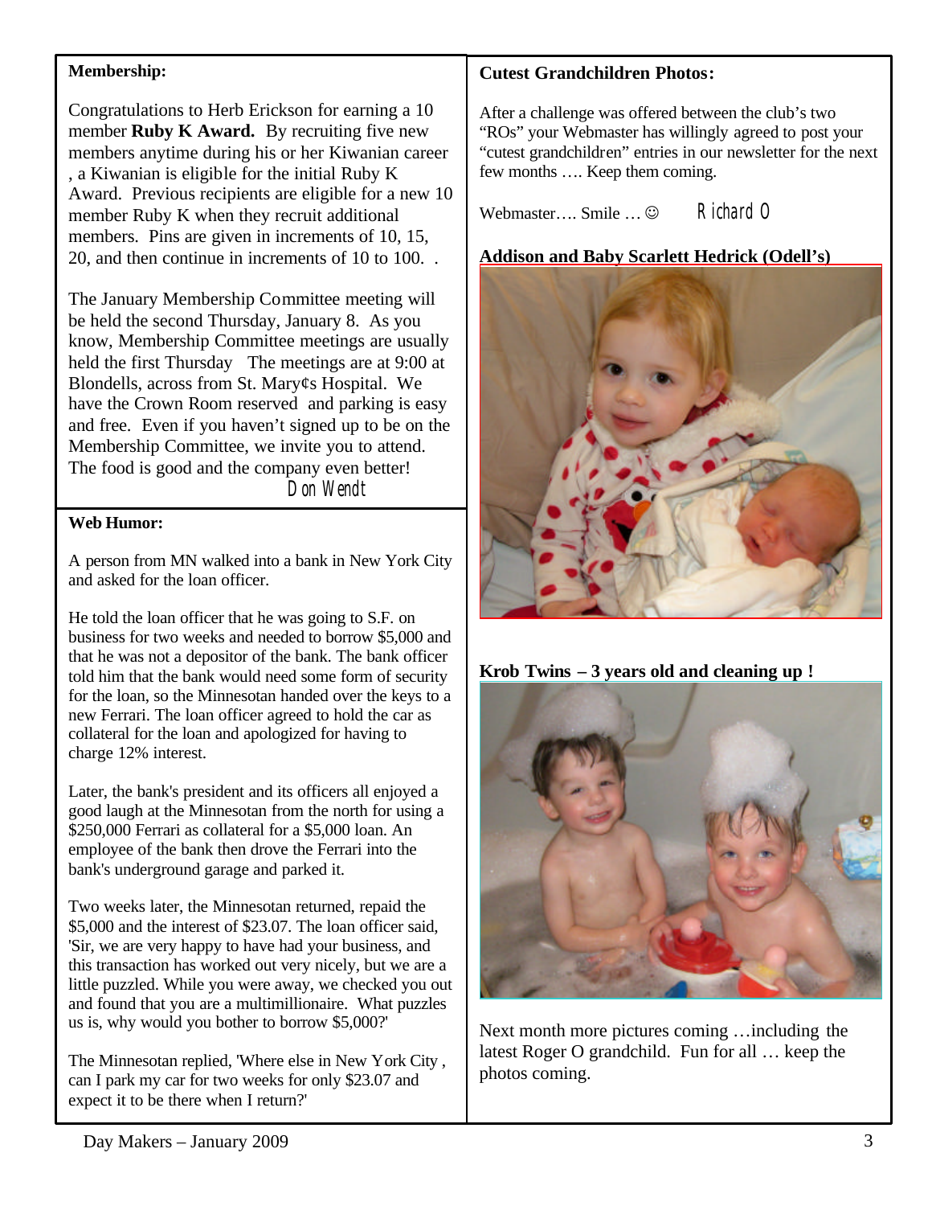**Membership:**

Congratulations to Herb Erickson for earning a 10 member **Ruby K Award.** By recruiting five new members anytime during his or her Kiwanian career , a Kiwanian is eligible for the initial Ruby K Award. Previous recipients are eligible for a new 10 member Ruby K when they recruit additional members. Pins are given in increments of 10, 15, 20, and then continue in increments of 10 to 100. .

The January Membership Committee meeting will be held the second Thursday, January 8. As you know, Membership Committee meetings are usually held the first Thursday The meetings are at 9:00 at Blondells, across from St. Mary¢s Hospital. We have the Crown Room reserved and parking is easy and free. Even if you haven't signed up to be on the Membership Committee, we invite you to attend. The food is good and the company even better!

Don Wendt

**Web Humor:**

A person from MN walked into a bank in New York City and asked for the loan officer.

He told the loan officer that he was going to S.F. on business for two weeks and needed to borrow $5,000 and that he was not a depositor of the bank. The bank officer told him that the bank would need some form of security for the loan, so the Minnesotan handed over the keys to a new Ferrari. The loan officer agreed to hold the car as collateral for the loan and apologized for having to charge 12% interest.

Later, the bank's president and its officers all enjoyed a good laugh at the Minnesotan from the north for using a $250,000 Ferrari as collateral for a $5,000 loan. An employee of the bank then drove the Ferrari into the bank's underground garage and parked it.

Two weeks later, the Minnesotan returned, repaid the $5,000 and the interest of $23.07. The loan officer said, 'Sir, we are very happy to have had your business, and this transaction has worked out very nicely, but we are a little puzzled. While you were away, we checked you out and found that you are a multimillionaire. What puzzles us is, why would you bother to borrow $5,000?'

The Minnesotan replied, 'Where else in New York City , can I park my car for two weeks for only $23.07 and expect it to be there when I return?'

**Cutest Grandchildren Photos:**

After a challenge was offered between the club's two "ROs" your Webmaster has willingly agreed to post your "cutest grandchildren" entries in our newsletter for the next few months …. Keep them coming.

Webmaster…. Smile … ☺ Richard O

**Addison and Baby Scarlett Hedrick (Odell's)**

**Krob Twins – 3 years old and cleaning up !**

Next month more pictures coming …including the latest Roger O grandchild. Fun for all … keep the photos coming.